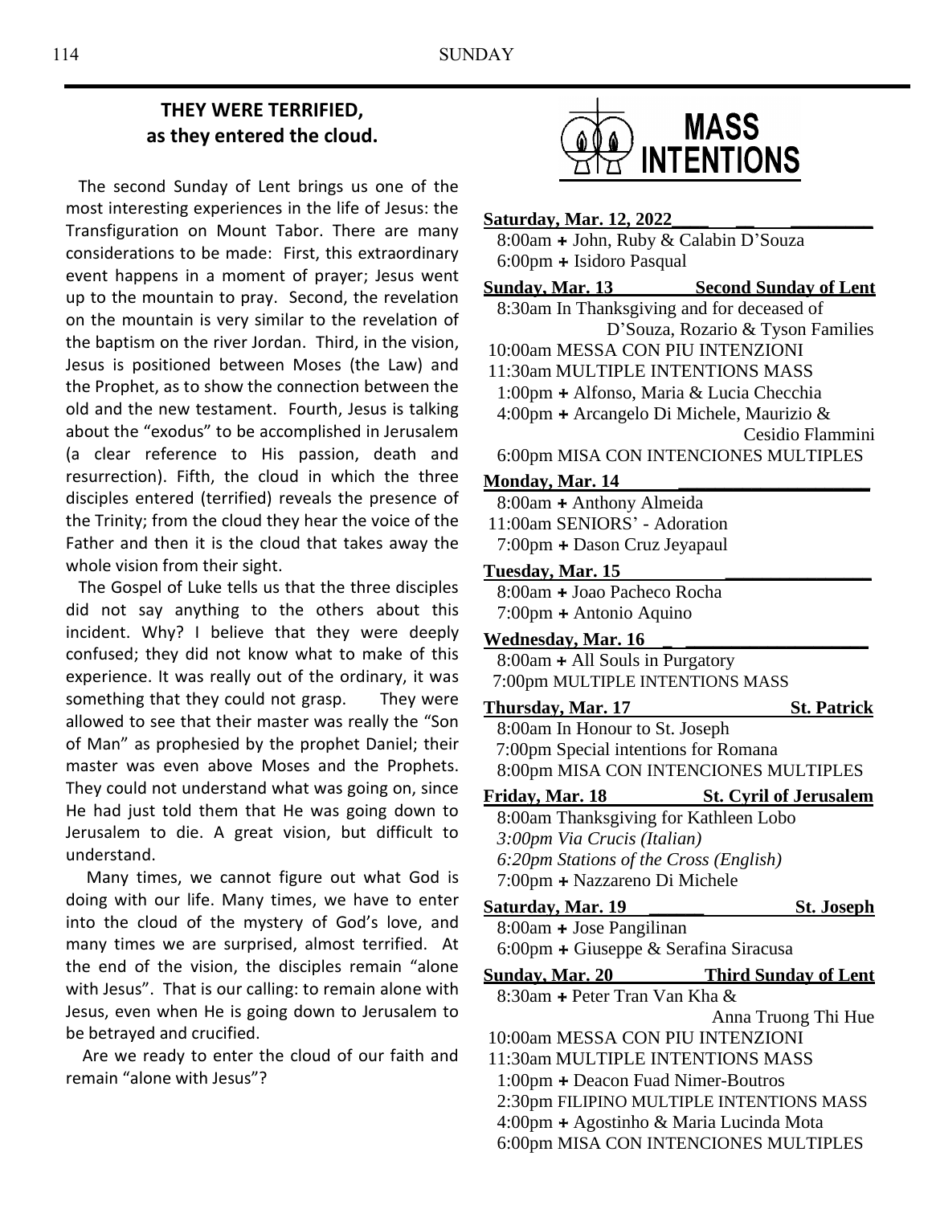## THEY WERE TERRIFIED, as they entered the cloud.

The second Sunday of Lent brings us one of the most interesting experiences in the life of Jesus: the Transfiguration on Mount Tabor. There are many considerations to be made: First, this extraordinary event happens in a moment of prayer; Jesus went up to the mountain to pray. Second, the revelation on the mountain is very similar to the revelation of the baptism on the river Jordan. Third, in the vision, Jesus is positioned between Moses (the Law) and the Prophet, as to show the connection between the old and the new testament. Fourth, Jesus is talking about the "exodus" to be accomplished in Jerusalem (a clear reference to His passion, death and resurrection). Fifth, the cloud in which the three disciples entered (terrified) reveals the presence of the Trinity; from the cloud they hear the voice of the Father and then it is the cloud that takes away the whole vision from their sight.

The Gospel of Luke tells us that the three disciples did not say anything to the others about this incident. Why? I believe that they were deeply confused; they did not know what to make of this experience. It was really out of the ordinary, it was something that they could not grasp. They were allowed to see that their master was really the "Son of Man" as prophesied by the prophet Daniel; their master was even above Moses and the Prophets. They could not understand what was going on, since He had just told them that He was going down to Jerusalem to die. A great vision, but difficult to understand.

Many times, we cannot figure out what God is doing with our life. Many times, we have to enter into the cloud of the mystery of God's love, and many times we are surprised, almost terrified. At the end of the vision, the disciples remain "alone with Jesus". That is our calling: to remain alone with Jesus, even when He is going down to Jerusalem to be betrayed and crucified.

Are we ready to enter the cloud of our faith and remain "alone with Jesus"?

## MASS INTENTIONS

**Saturday, Mar. 12, 2022**
- 8:00am + John, Ruby & Calabin D'Souza
- 6:00pm + Isidoro Pasqual

**Sunday, Mar. 13 — Second Sunday of Lent**
- 8:30am In Thanksgiving and for deceased of D'Souza, Rozario & Tyson Families
- 10:00am MESSA CON PIU INTENZIONI
- 11:30am MULTIPLE INTENTIONS MASS
- 1:00pm + Alfonso, Maria & Lucia Checchia
- 4:00pm + Arcangelo Di Michele, Maurizio & Cesidio Flammini
- 6:00pm MISA CON INTENCIONES MULTIPLES

**Monday, Mar. 14**
- 8:00am + Anthony Almeida
- 11:00am SENIORS' - Adoration
- 7:00pm + Dason Cruz Jeyapaul

**Tuesday, Mar. 15**
- 8:00am + Joao Pacheco Rocha
- 7:00pm + Antonio Aquino

**Wednesday, Mar. 16**
- 8:00am + All Souls in Purgatory
- 7:00pm MULTIPLE INTENTIONS MASS

**Thursday, Mar. 17 — St. Patrick**
- 8:00am In Honour to St. Joseph
- 7:00pm Special intentions for Romana
- 8:00pm MISA CON INTENCIONES MULTIPLES

**Friday, Mar. 18 — St. Cyril of Jerusalem**
- 8:00am Thanksgiving for Kathleen Lobo
- *3:00pm Via Crucis (Italian)*
- *6:20pm Stations of the Cross (English)*
- 7:00pm + Nazzareno Di Michele

**Saturday, Mar. 19 — St. Joseph**
- 8:00am + Jose Pangilinan
- 6:00pm + Giuseppe & Serafina Siracusa

**Sunday, Mar. 20 — Third Sunday of Lent**
- 8:30am + Peter Tran Van Kha & Anna Truong Thi Hue
- 10:00am MESSA CON PIU INTENZIONI
- 11:30am MULTIPLE INTENTIONS MASS
- 1:00pm + Deacon Fuad Nimer-Boutros
- 2:30pm FILIPINO MULTIPLE INTENTIONS MASS
- 4:00pm + Agostinho & Maria Lucinda Mota
- 6:00pm MISA CON INTENCIONES MULTIPLES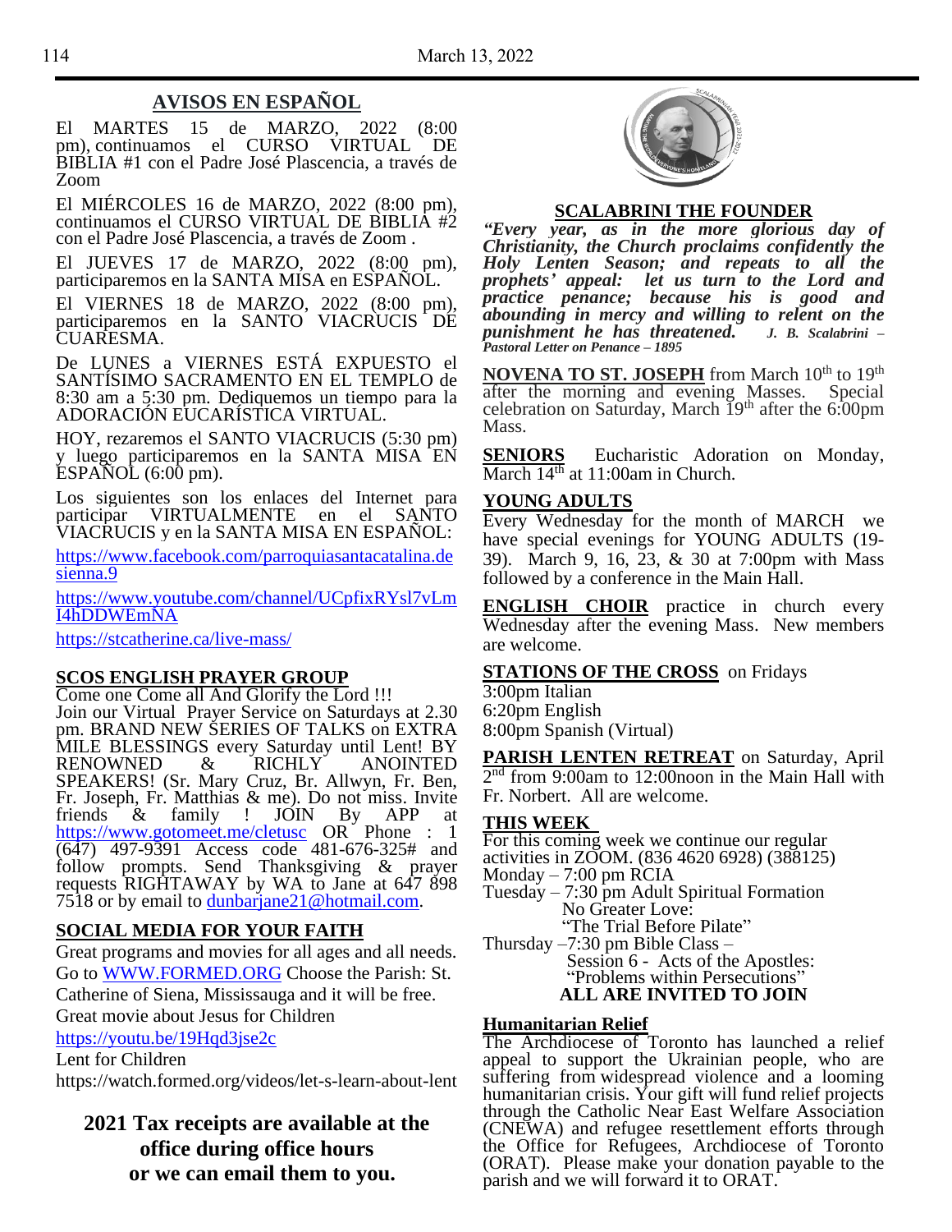## AVISOS EN ESPAÑOL

El MARTES 15 de MARZO, 2022 (8:00 pm), continuamos el CURSO VIRTUAL DE BIBLIA #1 con el Padre José Plascencia, a través de Zoom

El MIÉRCOLES 16 de MARZO, 2022 (8:00 pm), continuamos el CURSO VIRTUAL DE BIBLIA #2 con el Padre José Plascencia, a través de Zoom .

El JUEVES 17 de MARZO, 2022 (8:00 pm), participaremos en la SANTA MISA en ESPAÑOL.

El VIERNES 18 de MARZO, 2022 (8:00 pm), participaremos en la SANTO VIACRUCIS DE CUARESMA.

De LUNES a VIERNES ESTÁ EXPUESTO el SANTÍSIMO SACRAMENTO EN EL TEMPLO de 8:30 am a 5:30 pm. Dediquemos un tiempo para la ADORACIÓN EUCARÍSTICA VIRTUAL.

HOY, rezaremos el SANTO VIACRUCIS (5:30 pm) y luego participaremos en la SANTA MISA EN ESPAÑOL (6:00 pm).

Los siguientes son los enlaces del Internet para participar VIRTUALMENTE en el SANTO VIACRUCIS y en la SANTA MISA EN ESPAÑOL:

https://www.facebook.com/parroquiasantacatalina.desienna.9

https://www.youtube.com/channel/UCpfixRYsl7vLmI4hDDWEmNA

https://stcatherine.ca/live-mass/

## SCOS ENGLISH PRAYER GROUP

Come one Come all And Glorify the Lord !!!
Join our Virtual Prayer Service on Saturdays at 2.30 pm. BRAND NEW SERIES OF TALKS on EXTRA MILE BLESSINGS every Saturday until Lent! BY RENOWNED & RICHLY ANOINTED SPEAKERS! (Sr. Mary Cruz, Br. Allwyn, Fr. Ben, Fr. Joseph, Fr. Matthias & me). Do not miss. Invite friends & family ! JOIN By APP at https://www.gotomeet.me/cletusc OR Phone : 1 (647) 497-9391 Access code 481-676-325# and follow prompts. Send Thanksgiving & prayer requests RIGHTAWAY by WA to Jane at 647 898 7518 or by email to dunbarjane21@hotmail.com.

## SOCIAL MEDIA FOR YOUR FAITH

Great programs and movies for all ages and all needs. Go to WWW.FORMED.ORG Choose the Parish: St. Catherine of Siena, Mississauga and it will be free.
Great movie about Jesus for Children
https://youtu.be/19Hqd3jse2c
Lent for Children
https://watch.formed.org/videos/let-s-learn-about-lent

**2021 Tax receipts are available at the office during office hours or we can email them to you.**

## SCALABRINI THE FOUNDER

***"Every year, as in the more glorious day of Christianity, the Church proclaims confidently the Holy Lenten Season; and repeats to all the prophets' appeal: let us turn to the Lord and practice penance; because his is good and abounding in mercy and willing to relent on the punishment he has threatened.*** *J. B. Scalabrini – Pastoral Letter on Penance – 1895*

**NOVENA TO ST. JOSEPH** from March 10th to 19th after the morning and evening Masses. Special celebration on Saturday, March 19th after the 6:00pm Mass.

**SENIORS** Eucharistic Adoration on Monday, March 14th at 11:00am in Church.

**YOUNG ADULTS**
Every Wednesday for the month of MARCH we have special evenings for YOUNG ADULTS (19-39). March 9, 16, 23, & 30 at 7:00pm with Mass followed by a conference in the Main Hall.

**ENGLISH CHOIR** practice in church every Wednesday after the evening Mass. New members are welcome.

**STATIONS OF THE CROSS** on Fridays
3:00pm Italian
6:20pm English
8:00pm Spanish (Virtual)

**PARISH LENTEN RETREAT** on Saturday, April 2nd from 9:00am to 12:00noon in the Main Hall with Fr. Norbert. All are welcome.

**THIS WEEK**
For this coming week we continue our regular activities in ZOOM. (836 4620 6928) (388125)
Monday – 7:00 pm RCIA
Tuesday – 7:30 pm Adult Spiritual Formation
No Greater Love:
"The Trial Before Pilate"
Thursday –7:30 pm Bible Class –
Session 6 - Acts of the Apostles:
"Problems within Persecutions"
**ALL ARE INVITED TO JOIN**

**Humanitarian Relief**
The Archdiocese of Toronto has launched a relief appeal to support the Ukrainian people, who are suffering from widespread violence and a looming humanitarian crisis. Your gift will fund relief projects through the Catholic Near East Welfare Association (CNEWA) and refugee resettlement efforts through the Office for Refugees, Archdiocese of Toronto (ORAT). Please make your donation payable to the parish and we will forward it to ORAT.